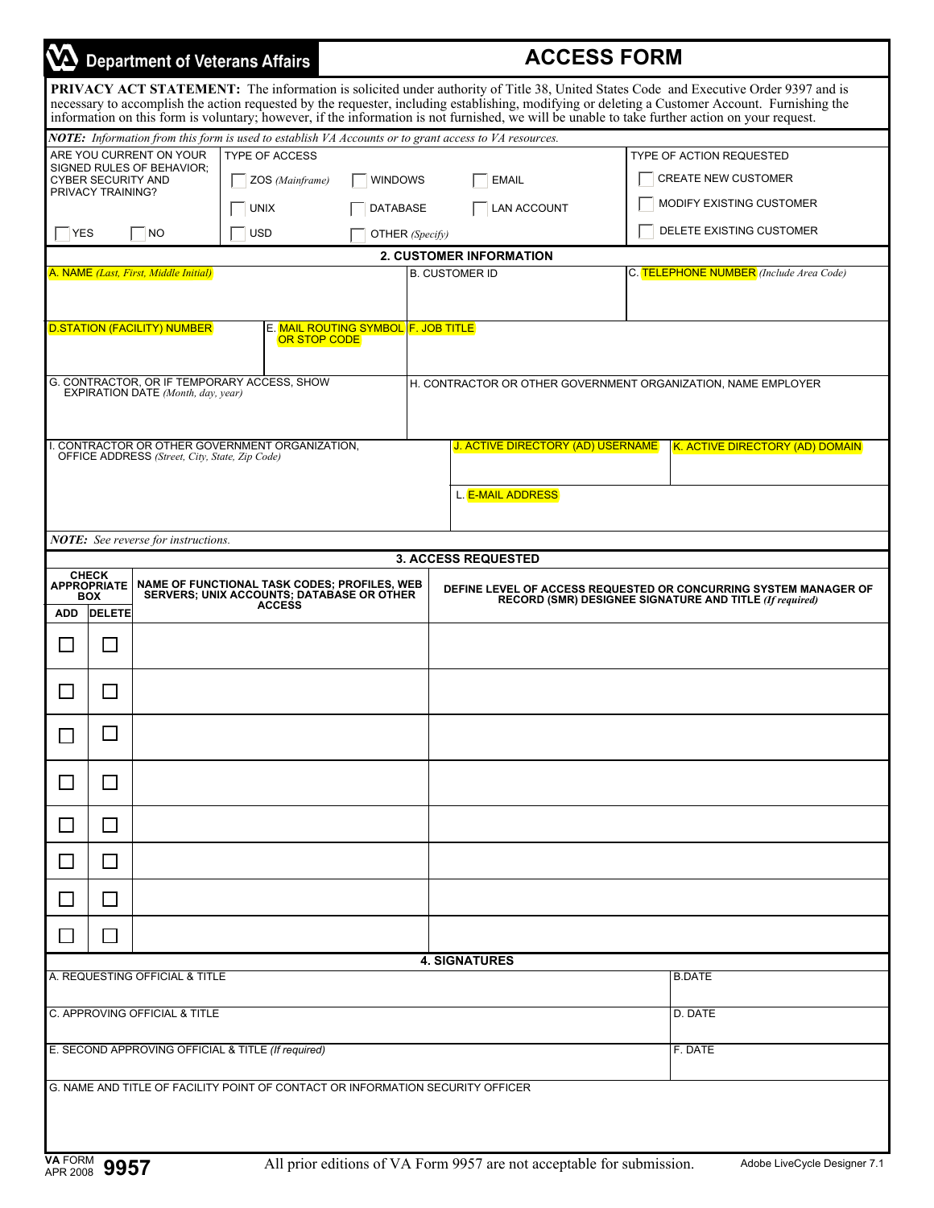# Department of Veterans Affairs

# ACCESS FORM

**PRIVACY ACT STATEMENT:** The information is solicited under authority of Title 38, United States Code and Executive Order 9397 and is necessary to accomplish the action requested by the requester, including establishing, modifying or deleting a Customer Account. Furnishing the information on this form is voluntary; however, if the information is not furnished, we will be unable to take further action on your request.

***NOTE:** Information from this form is used to establish VA Accounts or to grant access to VA resources.*

| ARE YOU CURRENT ON YOUR SIGNED RULES OF BEHAVIOR; CYBER SECURITY AND PRIVACY TRAINING? | TYPE OF ACCESS | | | TYPE OF ACTION REQUESTED |
|---|---|---|---|---|
| ☐ YES ☐ NO | ☐ ZOS *(Mainframe)* | ☐ WINDOWS | ☐ EMAIL | ☐ CREATE NEW CUSTOMER |
| | ☐ UNIX | ☐ DATABASE | ☐ LAN ACCOUNT | ☐ MODIFY EXISTING CUSTOMER |
| | ☐ USD | ☐ OTHER *(Specify)* | | ☐ DELETE EXISTING CUSTOMER |

## 2. CUSTOMER INFORMATION

| A. NAME *(Last, First, Middle Initial)* | | B. CUSTOMER ID | C. TELEPHONE NUMBER *(Include Area Code)* |
|---|---|---|---|
| | | | |
| D. STATION (FACILITY) NUMBER | E. MAIL ROUTING SYMBOL OR STOP CODE | F. JOB TITLE | |
| | | | |
| G. CONTRACTOR, OR IF TEMPORARY ACCESS, SHOW EXPIRATION DATE *(Month, day, year)* | | H. CONTRACTOR OR OTHER GOVERNMENT ORGANIZATION, NAME EMPLOYER | |
| | | | |
| I. CONTRACTOR OR OTHER GOVERNMENT ORGANIZATION, OFFICE ADDRESS *(Street, City, State, Zip Code)* | | J. ACTIVE DIRECTORY (AD) USERNAME | K. ACTIVE DIRECTORY (AD) DOMAIN |
| | | L. E-MAIL ADDRESS | |

***NOTE:** See reverse for instructions.*

## 3. ACCESS REQUESTED

| CHECK APPROPRIATE BOX ADD | DELETE | NAME OF FUNCTIONAL TASK CODES; PROFILES, WEB SERVERS; UNIX ACCOUNTS; DATABASE OR OTHER ACCESS | DEFINE LEVEL OF ACCESS REQUESTED OR CONCURRING SYSTEM MANAGER OF RECORD (SMR) DESIGNEE SIGNATURE AND TITLE *(If required)* |
|---|---|---|---|
| ☐ | ☐ | | |
| ☐ | ☐ | | |
| ☐ | ☐ | | |
| ☐ | ☐ | | |
| ☐ | ☐ | | |
| ☐ | ☐ | | |
| ☐ | ☐ | | |
| ☐ | ☐ | | |

## 4. SIGNATURES

| A. REQUESTING OFFICIAL & TITLE | B. DATE |
|---|---|
| C. APPROVING OFFICIAL & TITLE | D. DATE |
| E. SECOND APPROVING OFFICIAL & TITLE *(If required)* | F. DATE |
| G. NAME AND TITLE OF FACILITY POINT OF CONTACT OR INFORMATION SECURITY OFFICER | |

VA FORM **9957**
APR 2008

All prior editions of VA Form 9957 are not acceptable for submission.

Adobe LiveCycle Designer 7.1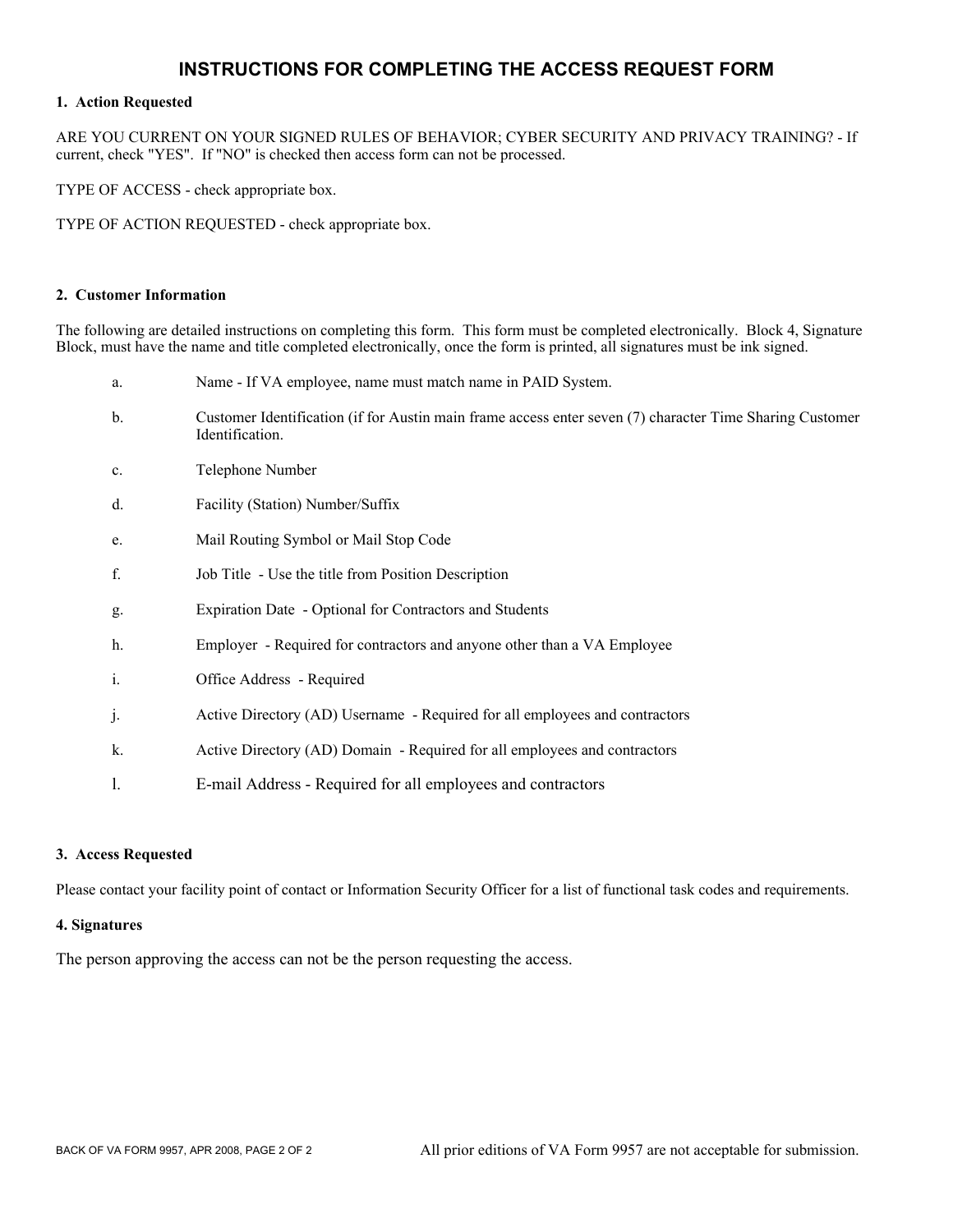# INSTRUCTIONS FOR COMPLETING THE ACCESS REQUEST FORM

**1. Action Requested**

ARE YOU CURRENT ON YOUR SIGNED RULES OF BEHAVIOR; CYBER SECURITY AND PRIVACY TRAINING? - If current, check "YES". If "NO" is checked then access form can not be processed.

TYPE OF ACCESS - check appropriate box.

TYPE OF ACTION REQUESTED - check appropriate box.

**2. Customer Information**

The following are detailed instructions on completing this form. This form must be completed electronically. Block 4, Signature Block, must have the name and title completed electronically, once the form is printed, all signatures must be ink signed.

a. Name - If VA employee, name must match name in PAID System.

b. Customer Identification (if for Austin main frame access enter seven (7) character Time Sharing Customer Identification.

c. Telephone Number

d. Facility (Station) Number/Suffix

e. Mail Routing Symbol or Mail Stop Code

f. Job Title - Use the title from Position Description

g. Expiration Date - Optional for Contractors and Students

h. Employer - Required for contractors and anyone other than a VA Employee

i. Office Address - Required

j. Active Directory (AD) Username - Required for all employees and contractors

k. Active Directory (AD) Domain - Required for all employees and contractors

l. E-mail Address - Required for all employees and contractors

**3. Access Requested**

Please contact your facility point of contact or Information Security Officer for a list of functional task codes and requirements.

**4. Signatures**

The person approving the access can not be the person requesting the access.

BACK OF VA FORM 9957, APR 2008, PAGE 2 OF 2

All prior editions of VA Form 9957 are not acceptable for submission.